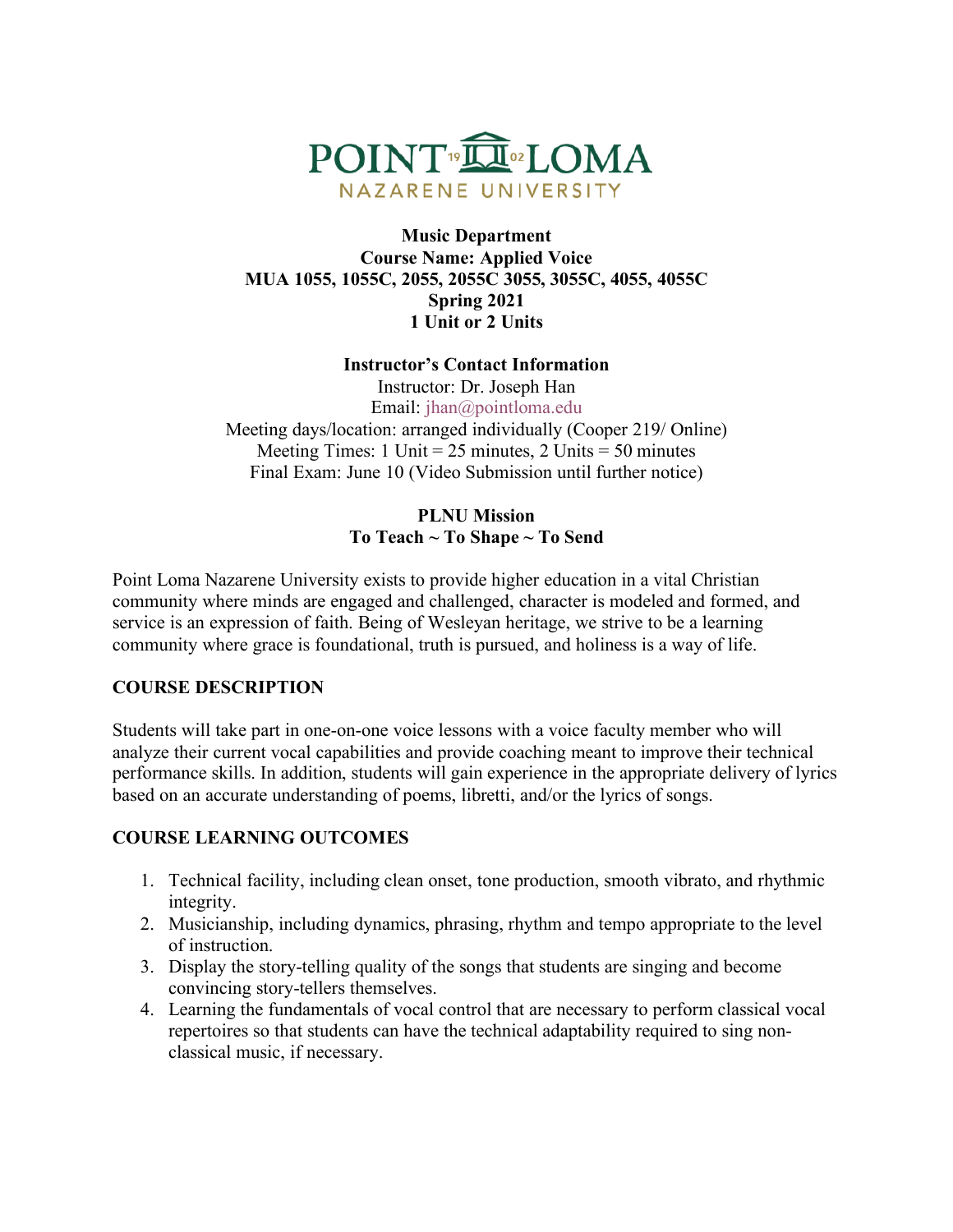**Music Department**
**Course Name: Applied Voice**
**MUA 1055, 1055C, 2055, 2055C 3055, 3055C, 4055, 4055C**
**Spring 2021**
**1 Unit or 2 Units**

**Instructor's Contact Information**

Instructor: Dr. Joseph Han
Email: jhan@pointloma.edu
Meeting days/location: arranged individually (Cooper 219/ Online)
Meeting Times: 1 Unit = 25 minutes, 2 Units = 50 minutes
Final Exam: June 10 (Video Submission until further notice)

**PLNU Mission**
**To Teach ~ To Shape ~ To Send**

Point Loma Nazarene University exists to provide higher education in a vital Christian community where minds are engaged and challenged, character is modeled and formed, and service is an expression of faith. Being of Wesleyan heritage, we strive to be a learning community where grace is foundational, truth is pursued, and holiness is a way of life.

## COURSE DESCRIPTION

Students will take part in one-on-one voice lessons with a voice faculty member who will analyze their current vocal capabilities and provide coaching meant to improve their technical performance skills. In addition, students will gain experience in the appropriate delivery of lyrics based on an accurate understanding of poems, libretti, and/or the lyrics of songs.

## COURSE LEARNING OUTCOMES

1. Technical facility, including clean onset, tone production, smooth vibrato, and rhythmic integrity.
2. Musicianship, including dynamics, phrasing, rhythm and tempo appropriate to the level of instruction.
3. Display the story-telling quality of the songs that students are singing and become convincing story-tellers themselves.
4. Learning the fundamentals of vocal control that are necessary to perform classical vocal repertoires so that students can have the technical adaptability required to sing non-classical music, if necessary.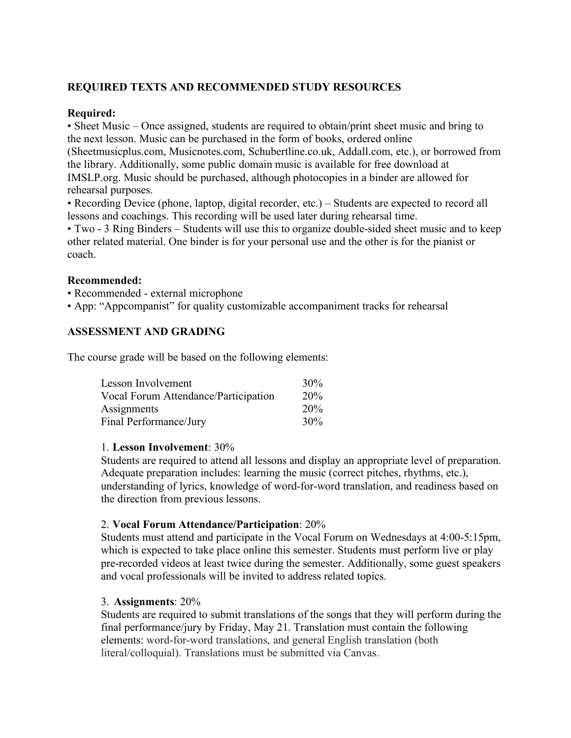## REQUIRED TEXTS AND RECOMMENDED STUDY RESOURCES

**Required:**

- Sheet Music – Once assigned, students are required to obtain/print sheet music and bring to the next lesson. Music can be purchased in the form of books, ordered online (Sheetmusicplus.com, Musicnotes.com, Schubertline.co.uk, Addall.com, etc.), or borrowed from the library. Additionally, some public domain music is available for free download at IMSLP.org. Music should be purchased, although photocopies in a binder are allowed for rehearsal purposes.
- Recording Device (phone, laptop, digital recorder, etc.) – Students are expected to record all lessons and coachings. This recording will be used later during rehearsal time.
- Two - 3 Ring Binders – Students will use this to organize double-sided sheet music and to keep other related material. One binder is for your personal use and the other is for the pianist or coach.

**Recommended:**

- Recommended - external microphone
- App: "Appcompanist" for quality customizable accompaniment tracks for rehearsal

## ASSESSMENT AND GRADING

The course grade will be based on the following elements:

| | |
|---|---|
| Lesson Involvement | 30% |
| Vocal Forum Attendance/Participation | 20% |
| Assignments | 20% |
| Final Performance/Jury | 30% |

1. **Lesson Involvement**: 30%
   Students are required to attend all lessons and display an appropriate level of preparation. Adequate preparation includes: learning the music (correct pitches, rhythms, etc.), understanding of lyrics, knowledge of word-for-word translation, and readiness based on the direction from previous lessons.

2. **Vocal Forum Attendance/Participation**: 20%
   Students must attend and participate in the Vocal Forum on Wednesdays at 4:00-5:15pm, which is expected to take place online this semester. Students must perform live or play pre-recorded videos at least twice during the semester. Additionally, some guest speakers and vocal professionals will be invited to address related topics.

3. **Assignments**: 20%
   Students are required to submit translations of the songs that they will perform during the final performance/jury by Friday, May 21. Translation must contain the following elements: word-for-word translations, and general English translation (both literal/colloquial). Translations must be submitted via Canvas.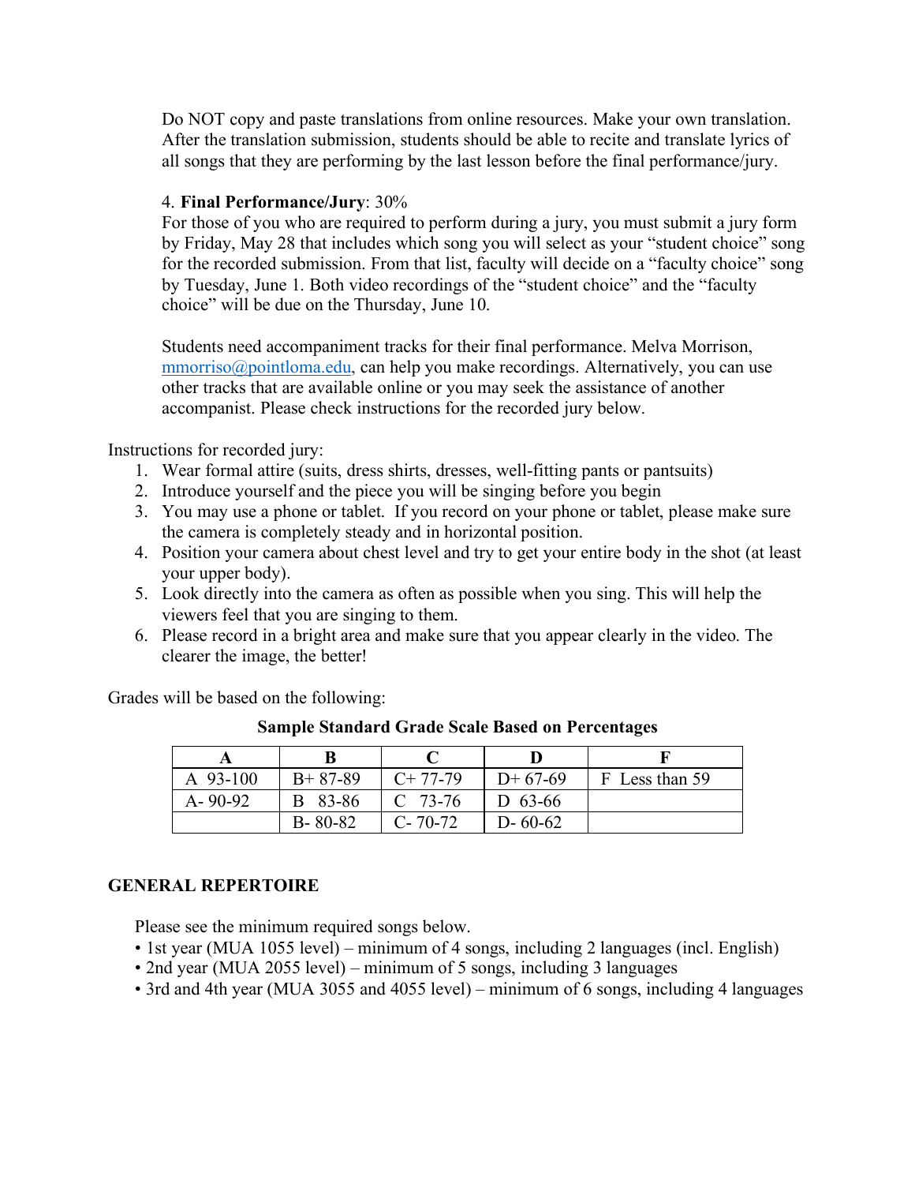Do NOT copy and paste translations from online resources. Make your own translation. After the translation submission, students should be able to recite and translate lyrics of all songs that they are performing by the last lesson before the final performance/jury.

4. **Final Performance/Jury**: 30%
For those of you who are required to perform during a jury, you must submit a jury form by Friday, May 28 that includes which song you will select as your "student choice" song for the recorded submission. From that list, faculty will decide on a "faculty choice" song by Tuesday, June 1. Both video recordings of the "student choice" and the "faculty choice" will be due on the Thursday, June 10.

Students need accompaniment tracks for their final performance. Melva Morrison, mmorriso@pointloma.edu, can help you make recordings. Alternatively, you can use other tracks that are available online or you may seek the assistance of another accompanist. Please check instructions for the recorded jury below.

Instructions for recorded jury:

1. Wear formal attire (suits, dress shirts, dresses, well-fitting pants or pantsuits)
2. Introduce yourself and the piece you will be singing before you begin
3. You may use a phone or tablet. If you record on your phone or tablet, please make sure the camera is completely steady and in horizontal position.
4. Position your camera about chest level and try to get your entire body in the shot (at least your upper body).
5. Look directly into the camera as often as possible when you sing. This will help the viewers feel that you are singing to them.
6. Please record in a bright area and make sure that you appear clearly in the video. The clearer the image, the better!

Grades will be based on the following:

**Sample Standard Grade Scale Based on Percentages**

| A | B | C | D | F |
| --- | --- | --- | --- | --- |
| A 93-100 | B+ 87-89 | C+ 77-79 | D+ 67-69 | F Less than 59 |
| A- 90-92 | B 83-86 | C 73-76 | D 63-66 | |
| | B- 80-82 | C- 70-72 | D- 60-62 | |

**GENERAL REPERTOIRE**

Please see the minimum required songs below.

- 1st year (MUA 1055 level) – minimum of 4 songs, including 2 languages (incl. English)
- 2nd year (MUA 2055 level) – minimum of 5 songs, including 3 languages
- 3rd and 4th year (MUA 3055 and 4055 level) – minimum of 6 songs, including 4 languages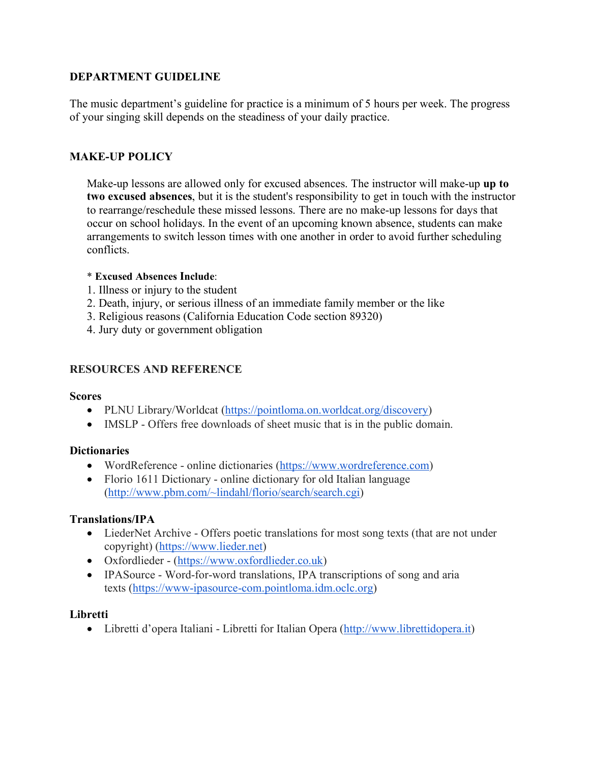## DEPARTMENT GUIDELINE

The music department's guideline for practice is a minimum of 5 hours per week. The progress of your singing skill depends on the steadiness of your daily practice.

## MAKE-UP POLICY

Make-up lessons are allowed only for excused absences. The instructor will make-up **up to two excused absences**, but it is the student's responsibility to get in touch with the instructor to rearrange/reschedule these missed lessons. There are no make-up lessons for days that occur on school holidays. In the event of an upcoming known absence, students can make arrangements to switch lesson times with one another in order to avoid further scheduling conflicts.

* **Excused Absences Include**:
1. Illness or injury to the student
2. Death, injury, or serious illness of an immediate family member or the like
3. Religious reasons (California Education Code section 89320)
4. Jury duty or government obligation

## RESOURCES AND REFERENCE

### Scores

- PLNU Library/Worldcat (https://pointloma.on.worldcat.org/discovery)
- IMSLP - Offers free downloads of sheet music that is in the public domain.

### Dictionaries

- WordReference - online dictionaries (https://www.wordreference.com)
- Florio 1611 Dictionary - online dictionary for old Italian language (http://www.pbm.com/~lindahl/florio/search/search.cgi)

### Translations/IPA

- LiederNet Archive - Offers poetic translations for most song texts (that are not under copyright) (https://www.lieder.net)
- Oxfordlieder - (https://www.oxfordlieder.co.uk)
- IPASource - Word-for-word translations, IPA transcriptions of song and aria texts (https://www-ipasource-com.pointloma.idm.oclc.org)

### Libretti

- Libretti d'opera Italiani - Libretti for Italian Opera (http://www.librettidopera.it)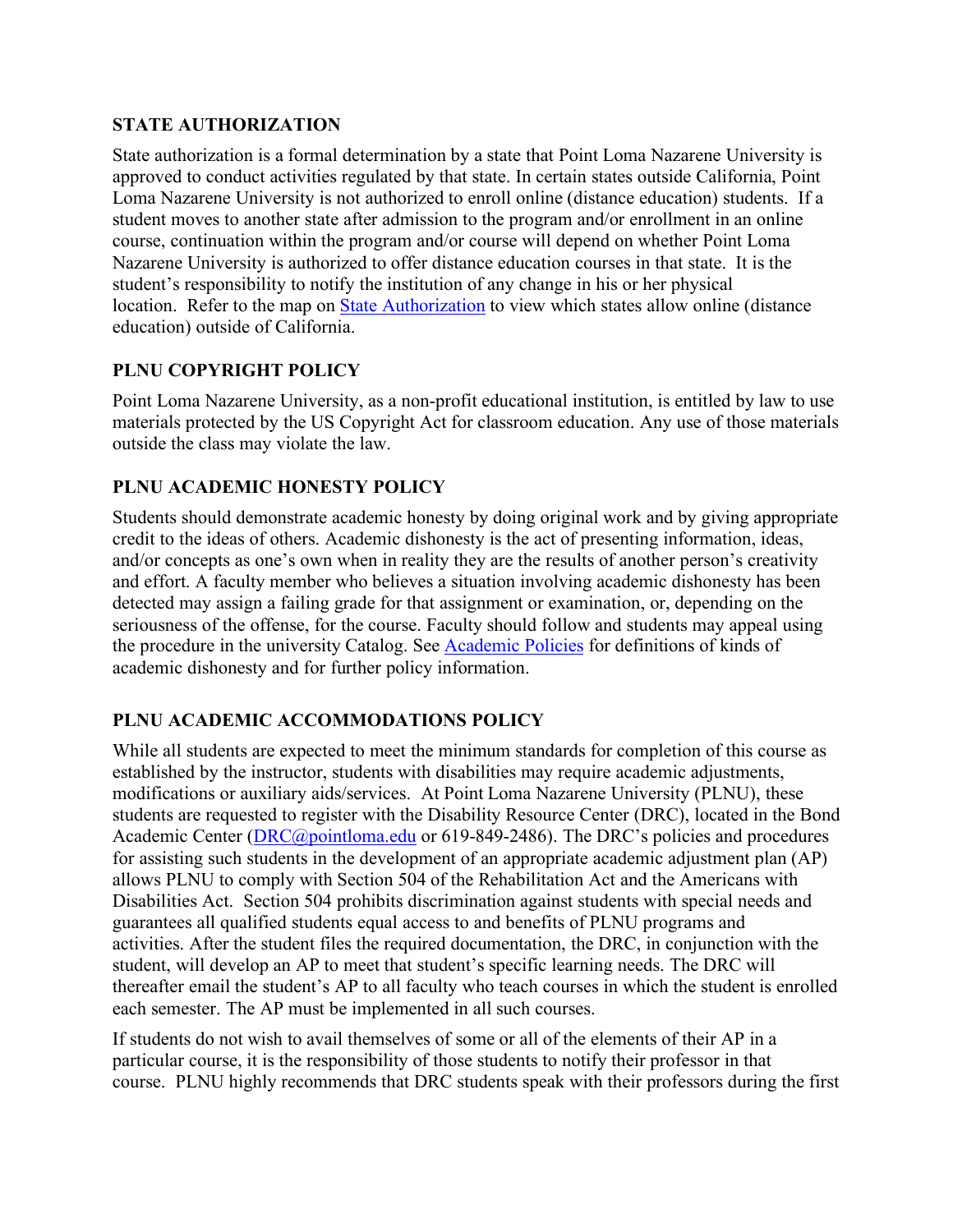## STATE AUTHORIZATION

State authorization is a formal determination by a state that Point Loma Nazarene University is approved to conduct activities regulated by that state. In certain states outside California, Point Loma Nazarene University is not authorized to enroll online (distance education) students. If a student moves to another state after admission to the program and/or enrollment in an online course, continuation within the program and/or course will depend on whether Point Loma Nazarene University is authorized to offer distance education courses in that state. It is the student's responsibility to notify the institution of any change in his or her physical location. Refer to the map on State Authorization to view which states allow online (distance education) outside of California.

## PLNU COPYRIGHT POLICY

Point Loma Nazarene University, as a non-profit educational institution, is entitled by law to use materials protected by the US Copyright Act for classroom education. Any use of those materials outside the class may violate the law.

## PLNU ACADEMIC HONESTY POLICY

Students should demonstrate academic honesty by doing original work and by giving appropriate credit to the ideas of others. Academic dishonesty is the act of presenting information, ideas, and/or concepts as one's own when in reality they are the results of another person's creativity and effort. A faculty member who believes a situation involving academic dishonesty has been detected may assign a failing grade for that assignment or examination, or, depending on the seriousness of the offense, for the course. Faculty should follow and students may appeal using the procedure in the university Catalog. See Academic Policies for definitions of kinds of academic dishonesty and for further policy information.

## PLNU ACADEMIC ACCOMMODATIONS POLICY

While all students are expected to meet the minimum standards for completion of this course as established by the instructor, students with disabilities may require academic adjustments, modifications or auxiliary aids/services. At Point Loma Nazarene University (PLNU), these students are requested to register with the Disability Resource Center (DRC), located in the Bond Academic Center (DRC@pointloma.edu or 619-849-2486). The DRC's policies and procedures for assisting such students in the development of an appropriate academic adjustment plan (AP) allows PLNU to comply with Section 504 of the Rehabilitation Act and the Americans with Disabilities Act. Section 504 prohibits discrimination against students with special needs and guarantees all qualified students equal access to and benefits of PLNU programs and activities. After the student files the required documentation, the DRC, in conjunction with the student, will develop an AP to meet that student's specific learning needs. The DRC will thereafter email the student's AP to all faculty who teach courses in which the student is enrolled each semester. The AP must be implemented in all such courses.

If students do not wish to avail themselves of some or all of the elements of their AP in a particular course, it is the responsibility of those students to notify their professor in that course. PLNU highly recommends that DRC students speak with their professors during the first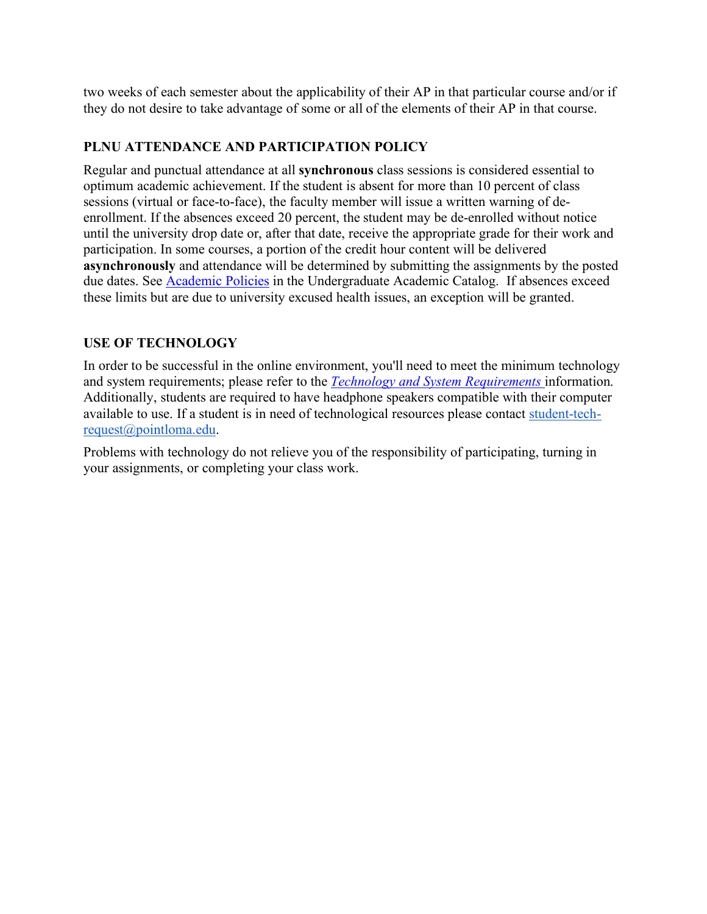two weeks of each semester about the applicability of their AP in that particular course and/or if they do not desire to take advantage of some or all of the elements of their AP in that course.

## PLNU ATTENDANCE AND PARTICIPATION POLICY

Regular and punctual attendance at all **synchronous** class sessions is considered essential to optimum academic achievement. If the student is absent for more than 10 percent of class sessions (virtual or face-to-face), the faculty member will issue a written warning of de-enrollment. If the absences exceed 20 percent, the student may be de-enrolled without notice until the university drop date or, after that date, receive the appropriate grade for their work and participation. In some courses, a portion of the credit hour content will be delivered **asynchronously** and attendance will be determined by submitting the assignments by the posted due dates. See Academic Policies in the Undergraduate Academic Catalog. If absences exceed these limits but are due to university excused health issues, an exception will be granted.

## USE OF TECHNOLOGY

In order to be successful in the online environment, you'll need to meet the minimum technology and system requirements; please refer to the *Technology and System Requirements* information. Additionally, students are required to have headphone speakers compatible with their computer available to use. If a student is in need of technological resources please contact student-tech-request@pointloma.edu.

Problems with technology do not relieve you of the responsibility of participating, turning in your assignments, or completing your class work.